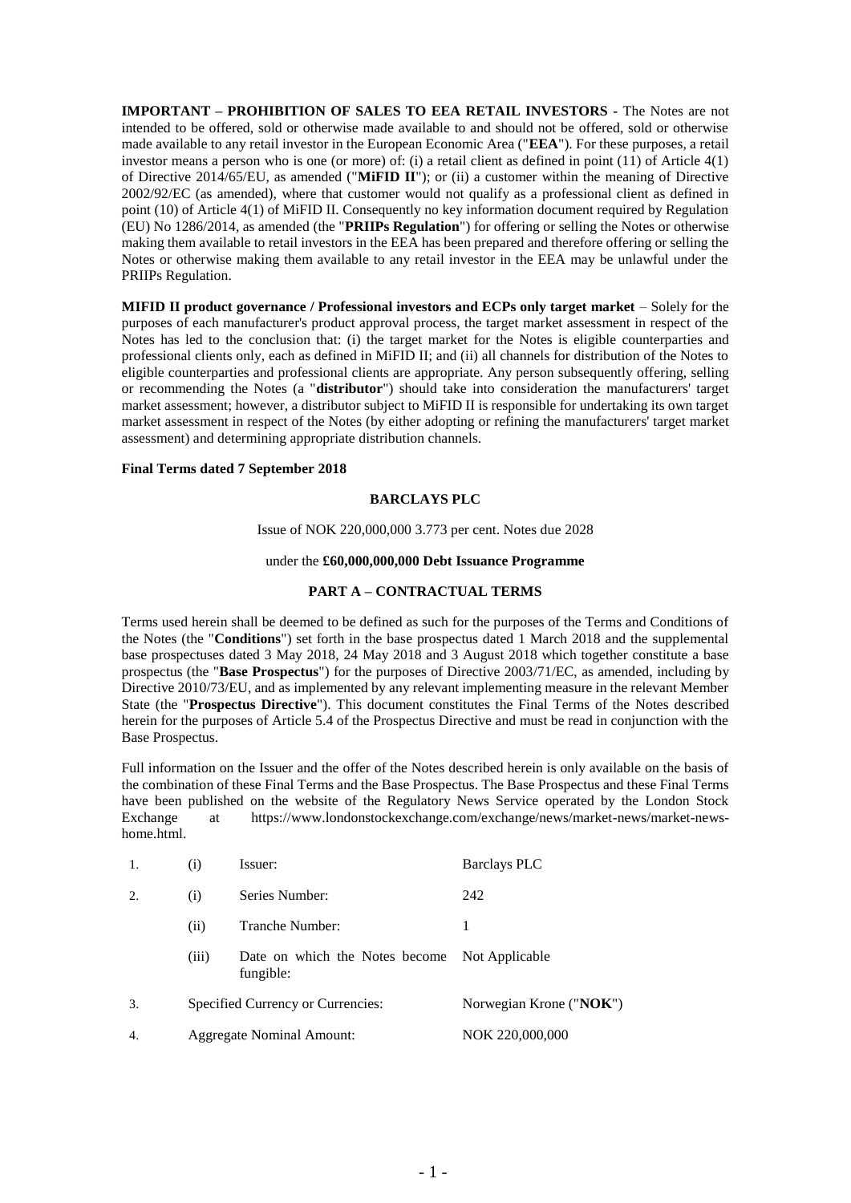**IMPORTANT – PROHIBITION OF SALES TO EEA RETAIL INVESTORS -** The Notes are not intended to be offered, sold or otherwise made available to and should not be offered, sold or otherwise made available to any retail investor in the European Economic Area ("**EEA**"). For these purposes, a retail investor means a person who is one (or more) of: (i) a retail client as defined in point (11) of Article 4(1) of Directive 2014/65/EU, as amended ("**MiFID II**"); or (ii) a customer within the meaning of Directive 2002/92/EC (as amended), where that customer would not qualify as a professional client as defined in point (10) of Article 4(1) of MiFID II. Consequently no key information document required by Regulation (EU) No 1286/2014, as amended (the "**PRIIPs Regulation**") for offering or selling the Notes or otherwise making them available to retail investors in the EEA has been prepared and therefore offering or selling the Notes or otherwise making them available to any retail investor in the EEA may be unlawful under the PRIIPs Regulation.

**MIFID II product governance / Professional investors and ECPs only target market** – Solely for the purposes of each manufacturer's product approval process, the target market assessment in respect of the Notes has led to the conclusion that: (i) the target market for the Notes is eligible counterparties and professional clients only, each as defined in MiFID II; and (ii) all channels for distribution of the Notes to eligible counterparties and professional clients are appropriate. Any person subsequently offering, selling or recommending the Notes (a "**distributor**") should take into consideration the manufacturers' target market assessment; however, a distributor subject to MiFID II is responsible for undertaking its own target market assessment in respect of the Notes (by either adopting or refining the manufacturers' target market assessment) and determining appropriate distribution channels.

**Final Terms dated 7 September 2018**

**BARCLAYS PLC**

Issue of NOK 220,000,000 3.773 per cent. Notes due 2028

under the **£60,000,000,000 Debt Issuance Programme**

**PART A – CONTRACTUAL TERMS**

Terms used herein shall be deemed to be defined as such for the purposes of the Terms and Conditions of the Notes (the "**Conditions**") set forth in the base prospectus dated 1 March 2018 and the supplemental base prospectuses dated 3 May 2018, 24 May 2018 and 3 August 2018 which together constitute a base prospectus (the "**Base Prospectus**") for the purposes of Directive 2003/71/EC, as amended, including by Directive 2010/73/EU, and as implemented by any relevant implementing measure in the relevant Member State (the "**Prospectus Directive**"). This document constitutes the Final Terms of the Notes described herein for the purposes of Article 5.4 of the Prospectus Directive and must be read in conjunction with the Base Prospectus.

Full information on the Issuer and the offer of the Notes described herein is only available on the basis of the combination of these Final Terms and the Base Prospectus. The Base Prospectus and these Final Terms have been published on the website of the Regulatory News Service operated by the London Stock Exchange at https://www.londonstockexchange.com/exchange/news/market-news/market-news-home.html.

| | | | |
|---|---|---|---|
| 1. | (i) | Issuer: | Barclays PLC |
| 2. | (i) | Series Number: | 242 |
| | (ii) | Tranche Number: | 1 |
| | (iii) | Date on which the Notes become fungible: | Not Applicable |
| 3. | | Specified Currency or Currencies: | Norwegian Krone ("**NOK**") |
| 4. | | Aggregate Nominal Amount: | NOK 220,000,000 |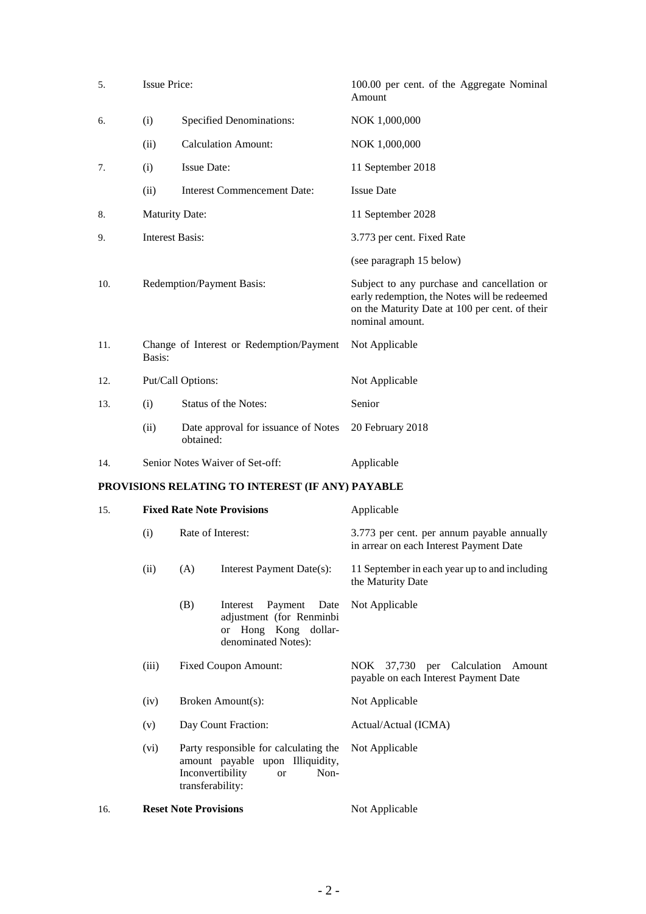| | | | |
|---|---|---|---|
| 5. | Issue Price: | | 100.00 per cent. of the Aggregate Nominal Amount |
| 6. | (i) | Specified Denominations: | NOK 1,000,000 |
| | (ii) | Calculation Amount: | NOK 1,000,000 |
| 7. | (i) | Issue Date: | 11 September 2018 |
| | (ii) | Interest Commencement Date: | Issue Date |
| 8. | Maturity Date: | | 11 September 2028 |
| 9. | Interest Basis: | | 3.773 per cent. Fixed Rate<br><br>(see paragraph 15 below) |
| 10. | Redemption/Payment Basis: | | Subject to any purchase and cancellation or early redemption, the Notes will be redeemed on the Maturity Date at 100 per cent. of their nominal amount. |
| 11. | Change of Interest or Redemption/Payment Basis: | | Not Applicable |
| 12. | Put/Call Options: | | Not Applicable |
| 13. | (i) | Status of the Notes: | Senior |
| | (ii) | Date approval for issuance of Notes obtained: | 20 February 2018 |
| 14. | Senior Notes Waiver of Set-off: | | Applicable |

## PROVISIONS RELATING TO INTEREST (IF ANY) PAYABLE

| | | | | |
|---|---|---|---|---|
| 15. | **Fixed Rate Note Provisions** | | | Applicable |
| | (i) | Rate of Interest: | | 3.773 per cent. per annum payable annually in arrear on each Interest Payment Date |
| | (ii) | (A) | Interest Payment Date(s): | 11 September in each year up to and including the Maturity Date |
| | | (B) | Interest Payment Date adjustment (for Renminbi or Hong Kong dollar-denominated Notes): | Not Applicable |
| | (iii) | Fixed Coupon Amount: | | NOK 37,730 per Calculation Amount payable on each Interest Payment Date |
| | (iv) | Broken Amount(s): | | Not Applicable |
| | (v) | Day Count Fraction: | | Actual/Actual (ICMA) |
| | (vi) | Party responsible for calculating the amount payable upon Illiquidity, Inconvertibility or Non-transferability: | | Not Applicable |
| 16. | **Reset Note Provisions** | | | Not Applicable |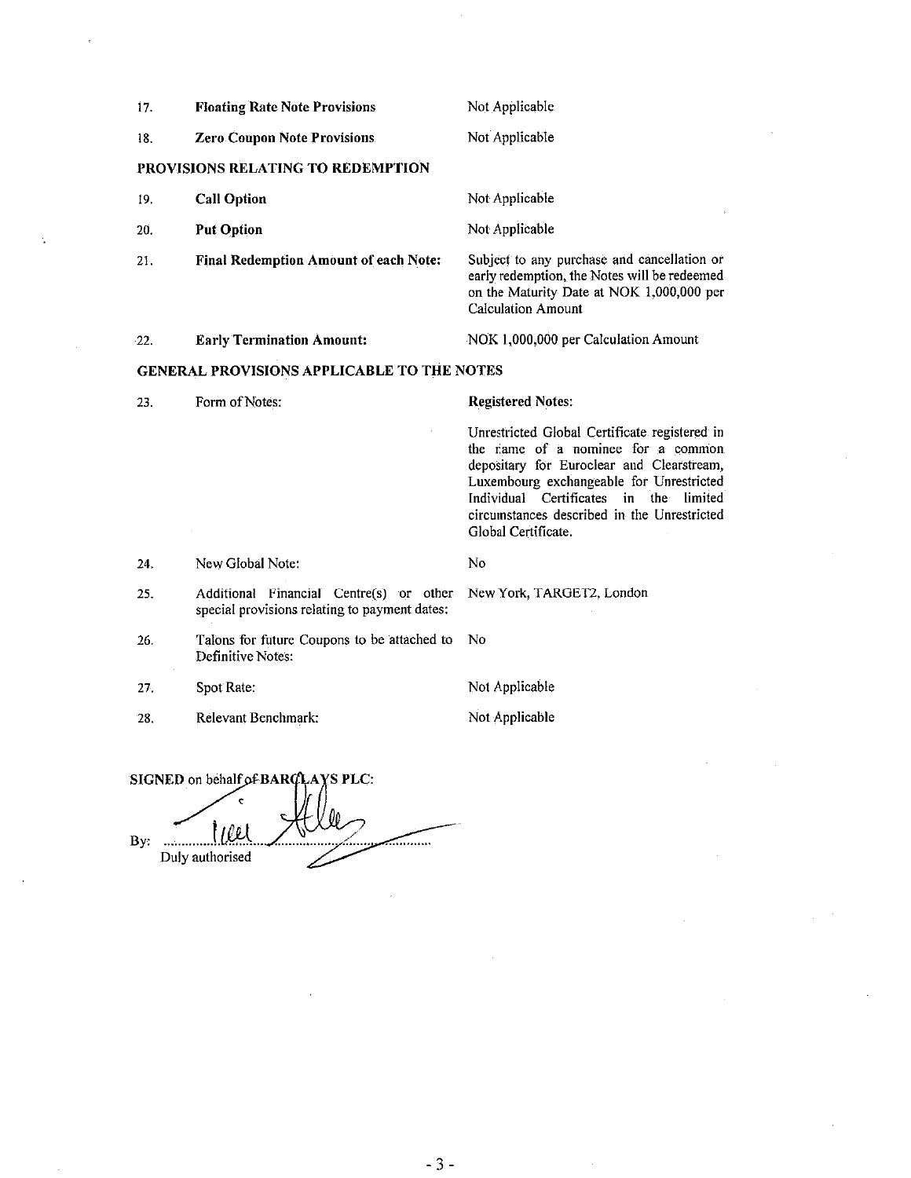| | | |
|---|---|---|
| 17. | **Floating Rate Note Provisions** | Not Applicable |
| 18. | **Zero Coupon Note Provisions** | Not Applicable |

**PROVISIONS RELATING TO REDEMPTION**

| | | |
|---|---|---|
| 19. | **Call Option** | Not Applicable |
| 20. | **Put Option** | Not Applicable |
| 21. | **Final Redemption Amount of each Note:** | Subject to any purchase and cancellation or early redemption, the Notes will be redeemed on the Maturity Date at NOK 1,000,000 per Calculation Amount |
| 22. | **Early Termination Amount:** | NOK 1,000,000 per Calculation Amount |

**GENERAL PROVISIONS APPLICABLE TO THE NOTES**

| | | |
|---|---|---|
| 23. | Form of Notes: | **Registered Notes:** Unrestricted Global Certificate registered in the name of a nominee for a common depositary for Euroclear and Clearstream, Luxembourg exchangeable for Unrestricted Individual Certificates in the limited circumstances described in the Unrestricted Global Certificate. |
| 24. | New Global Note: | No |
| 25. | Additional Financial Centre(s) or other special provisions relating to payment dates: | New York, TARGET2, London |
| 26. | Talons for future Coupons to be attached to Definitive Notes: | No |
| 27. | Spot Rate: | Not Applicable |
| 28. | Relevant Benchmark: | Not Applicable |

**SIGNED** on behalf of **BARCLAYS PLC:**

By: ..................................................
Duly authorised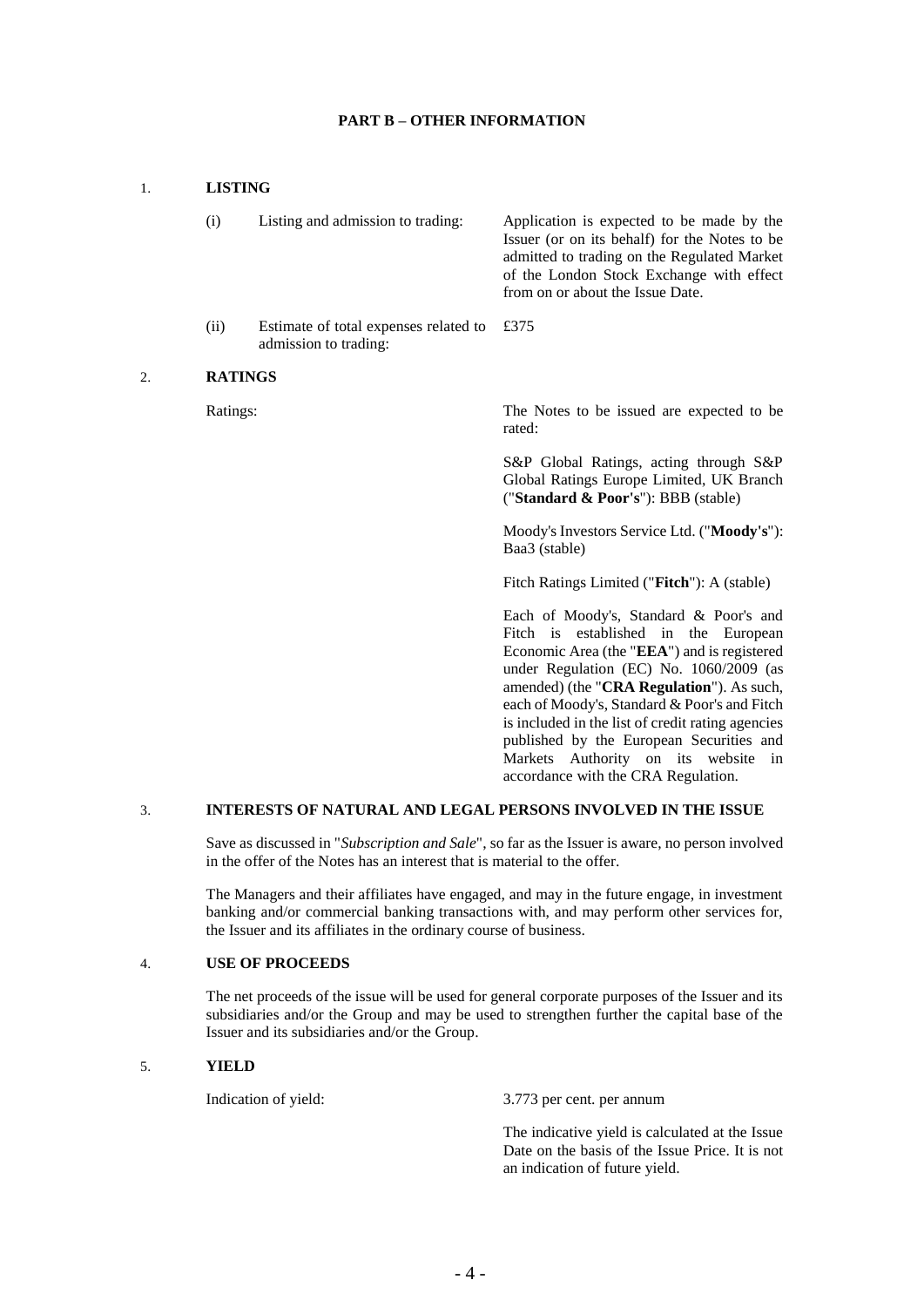## PART B – OTHER INFORMATION

### 1. LISTING

| | | |
|---|---|---|
| (i) | Listing and admission to trading: | Application is expected to be made by the Issuer (or on its behalf) for the Notes to be admitted to trading on the Regulated Market of the London Stock Exchange with effect from on or about the Issue Date. |
| (ii) | Estimate of total expenses related to admission to trading: | £375 |

### 2. RATINGS

Ratings: The Notes to be issued are expected to be rated:

S&P Global Ratings, acting through S&P Global Ratings Europe Limited, UK Branch ("**Standard & Poor's**"): BBB (stable)

Moody's Investors Service Ltd. ("**Moody's**"): Baa3 (stable)

Fitch Ratings Limited ("**Fitch**"): A (stable)

Each of Moody's, Standard & Poor's and Fitch is established in the European Economic Area (the "**EEA**") and is registered under Regulation (EC) No. 1060/2009 (as amended) (the "**CRA Regulation**"). As such, each of Moody's, Standard & Poor's and Fitch is included in the list of credit rating agencies published by the European Securities and Markets Authority on its website in accordance with the CRA Regulation.

### 3. INTERESTS OF NATURAL AND LEGAL PERSONS INVOLVED IN THE ISSUE

Save as discussed in "*Subscription and Sale*", so far as the Issuer is aware, no person involved in the offer of the Notes has an interest that is material to the offer.

The Managers and their affiliates have engaged, and may in the future engage, in investment banking and/or commercial banking transactions with, and may perform other services for, the Issuer and its affiliates in the ordinary course of business.

### 4. USE OF PROCEEDS

The net proceeds of the issue will be used for general corporate purposes of the Issuer and its subsidiaries and/or the Group and may be used to strengthen further the capital base of the Issuer and its subsidiaries and/or the Group.

### 5. YIELD

Indication of yield: 3.773 per cent. per annum

The indicative yield is calculated at the Issue Date on the basis of the Issue Price. It is not an indication of future yield.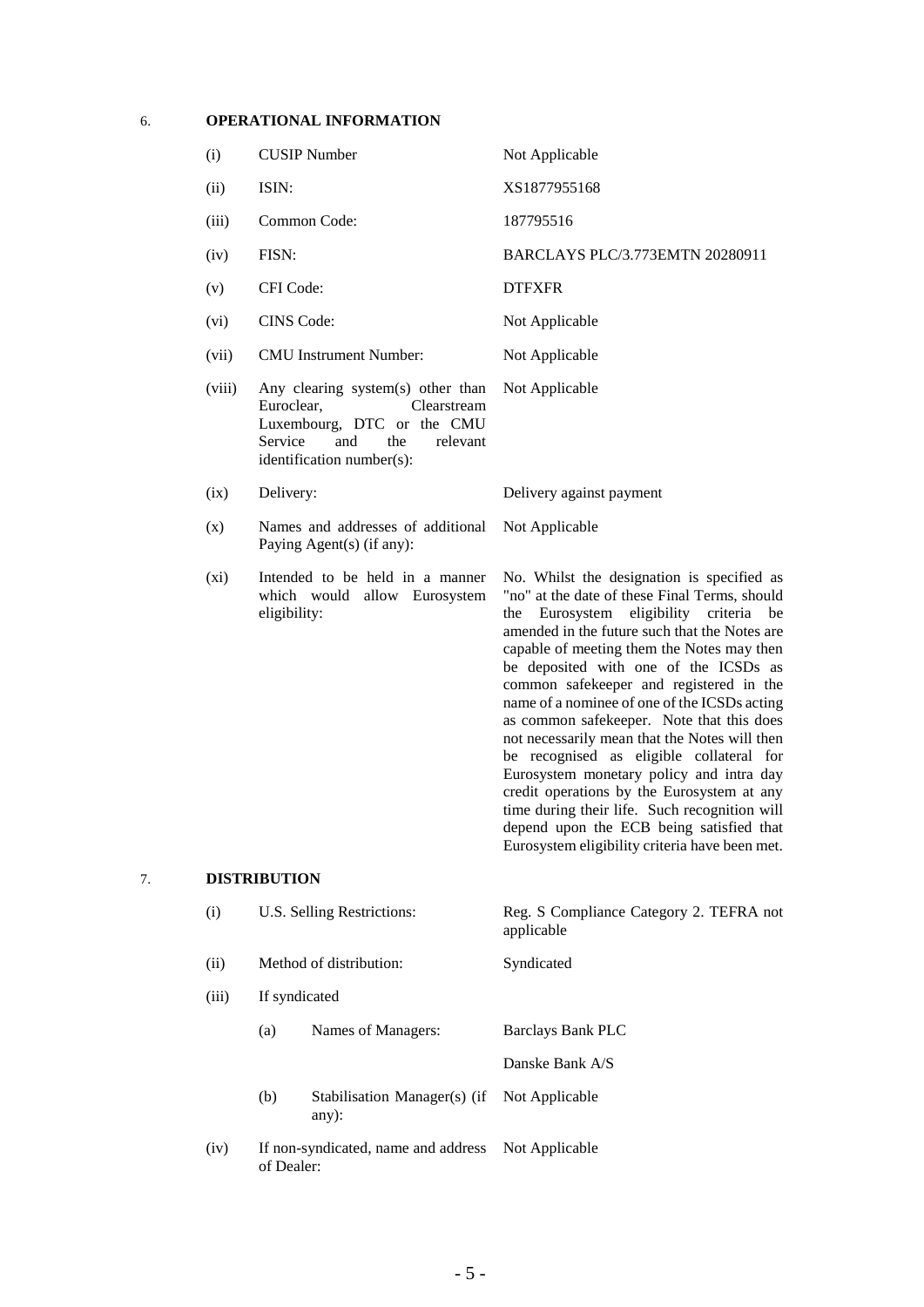6. **OPERATIONAL INFORMATION**

| | | |
|---|---|---|
| (i) | CUSIP Number | Not Applicable |
| (ii) | ISIN: | XS1877955168 |
| (iii) | Common Code: | 187795516 |
| (iv) | FISN: | BARCLAYS PLC/3.773EMTN 20280911 |
| (v) | CFI Code: | DTFXFR |
| (vi) | CINS Code: | Not Applicable |
| (vii) | CMU Instrument Number: | Not Applicable |
| (viii) | Any clearing system(s) other than Euroclear, Clearstream Luxembourg, DTC or the CMU Service and the relevant identification number(s): | Not Applicable |
| (ix) | Delivery: | Delivery against payment |
| (x) | Names and addresses of additional Paying Agent(s) (if any): | Not Applicable |
| (xi) | Intended to be held in a manner which would allow Eurosystem eligibility: | No. Whilst the designation is specified as "no" at the date of these Final Terms, should the Eurosystem eligibility criteria be amended in the future such that the Notes are capable of meeting them the Notes may then be deposited with one of the ICSDs as common safekeeper and registered in the name of a nominee of one of the ICSDs acting as common safekeeper. Note that this does not necessarily mean that the Notes will then be recognised as eligible collateral for Eurosystem monetary policy and intra day credit operations by the Eurosystem at any time during their life. Such recognition will depend upon the ECB being satisfied that Eurosystem eligibility criteria have been met. |

7. **DISTRIBUTION**

| | | | |
|---|---|---|---|
| (i) | U.S. Selling Restrictions: | | Reg. S Compliance Category 2. TEFRA not applicable |
| (ii) | Method of distribution: | | Syndicated |
| (iii) | If syndicated | | |
| | (a) | Names of Managers: | Barclays Bank PLC<br>Danske Bank A/S |
| | (b) | Stabilisation Manager(s) (if any): | Not Applicable |
| (iv) | If non-syndicated, name and address of Dealer: | | Not Applicable |